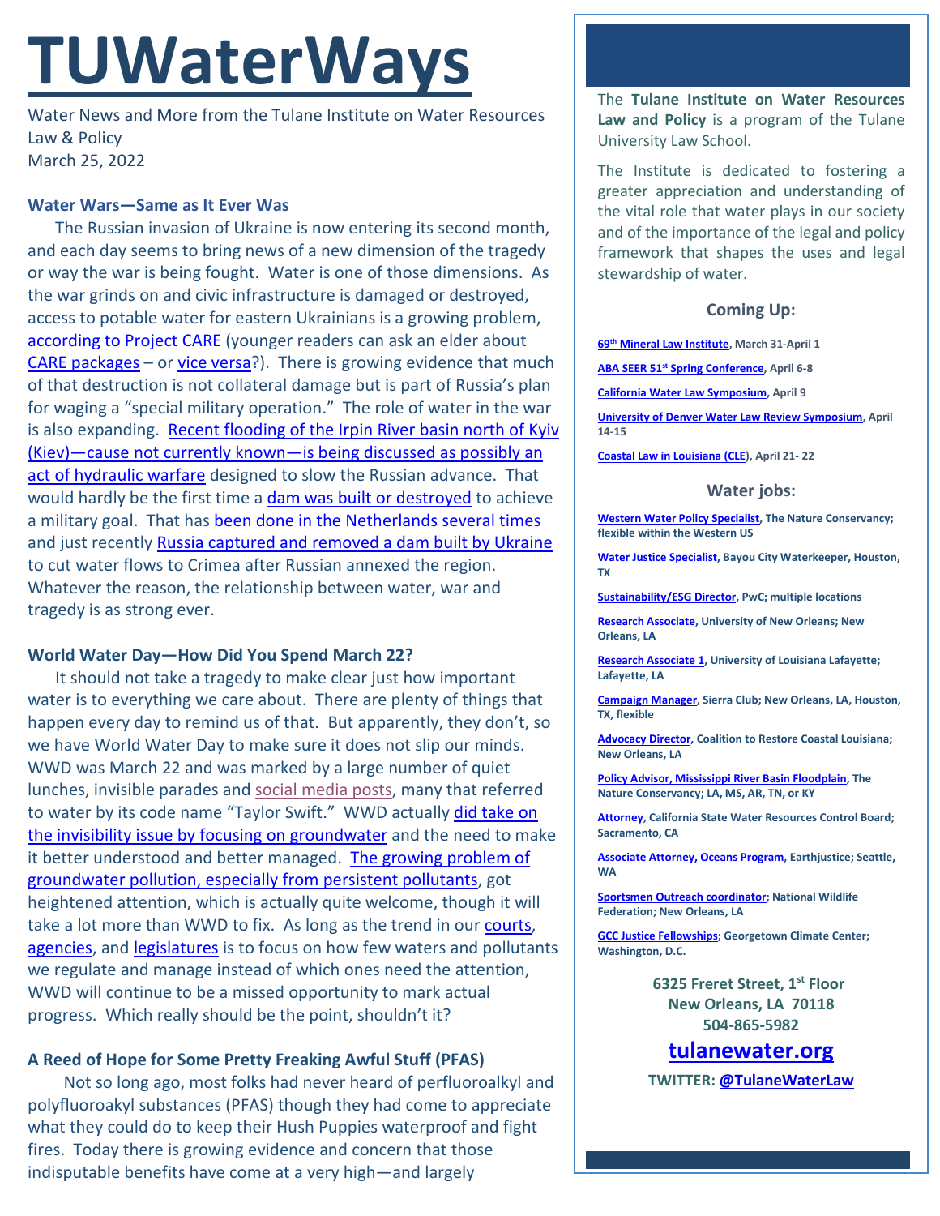# TUWaterWays

Water News and More from the Tulane Institute on Water Resources Law & Policy
March 25, 2022

### Water Wars—Same as It Ever Was

The Russian invasion of Ukraine is now entering its second month, and each day seems to bring news of a new dimension of the tragedy or way the war is being fought. Water is one of those dimensions. As the war grinds on and civic infrastructure is damaged or destroyed, access to potable water for eastern Ukrainians is a growing problem, according to Project CARE (younger readers can ask an elder about CARE packages – or vice versa?). There is growing evidence that much of that destruction is not collateral damage but is part of Russia's plan for waging a "special military operation." The role of water in the war is also expanding. Recent flooding of the Irpin River basin north of Kyiv (Kiev)—cause not currently known—is being discussed as possibly an act of hydraulic warfare designed to slow the Russian advance. That would hardly be the first time a dam was built or destroyed to achieve a military goal. That has been done in the Netherlands several times and just recently Russia captured and removed a dam built by Ukraine to cut water flows to Crimea after Russian annexed the region. Whatever the reason, the relationship between water, war and tragedy is as strong ever.

### World Water Day—How Did You Spend March 22?

It should not take a tragedy to make clear just how important water is to everything we care about. There are plenty of things that happen every day to remind us of that. But apparently, they don't, so we have World Water Day to make sure it does not slip our minds. WWD was March 22 and was marked by a large number of quiet lunches, invisible parades and social media posts, many that referred to water by its code name "Taylor Swift." WWD actually did take on the invisibility issue by focusing on groundwater and the need to make it better understood and better managed. The growing problem of groundwater pollution, especially from persistent pollutants, got heightened attention, which is actually quite welcome, though it will take a lot more than WWD to fix. As long as the trend in our courts, agencies, and legislatures is to focus on how few waters and pollutants we regulate and manage instead of which ones need the attention, WWD will continue to be a missed opportunity to mark actual progress. Which really should be the point, shouldn't it?

### A Reed of Hope for Some Pretty Freaking Awful Stuff (PFAS)

Not so long ago, most folks had never heard of perfluoroalkyl and polyfluoroakyl substances (PFAS) though they had come to appreciate what they could do to keep their Hush Puppies waterproof and fight fires. Today there is growing evidence and concern that those indisputable benefits have come at a very high—and largely

---

The **Tulane Institute on Water Resources Law and Policy** is a program of the Tulane University Law School.

The Institute is dedicated to fostering a greater appreciation and understanding of the vital role that water plays in our society and of the importance of the legal and policy framework that shapes the uses and legal stewardship of water.

### Coming Up:

**69th Mineral Law Institute, March 31-April 1**

**ABA SEER 51st Spring Conference, April 6-8**

**California Water Law Symposium, April 9**

**University of Denver Water Law Review Symposium, April 14-15**

**Coastal Law in Louisiana (CLE), April 21- 22**

### Water jobs:

**Western Water Policy Specialist, The Nature Conservancy; flexible within the Western US**

**Water Justice Specialist, Bayou City Waterkeeper, Houston, TX**

**Sustainability/ESG Director, PwC; multiple locations**

**Research Associate, University of New Orleans; New Orleans, LA**

**Research Associate 1, University of Louisiana Lafayette; Lafayette, LA**

**Campaign Manager, Sierra Club; New Orleans, LA, Houston, TX, flexible**

**Advocacy Director, Coalition to Restore Coastal Louisiana; New Orleans, LA**

**Policy Advisor, Mississippi River Basin Floodplain, The Nature Conservancy; LA, MS, AR, TN, or KY**

**Attorney, California State Water Resources Control Board; Sacramento, CA**

**Associate Attorney, Oceans Program, Earthjustice; Seattle, WA**

**Sportsmen Outreach coordinator; National Wildlife Federation; New Orleans, LA**

**GCC Justice Fellowships; Georgetown Climate Center; Washington, D.C.**

**6325 Freret Street, 1st Floor**
**New Orleans, LA 70118**
**504-865-5982**

## tulanewater.org

**TWITTER: @TulaneWaterLaw**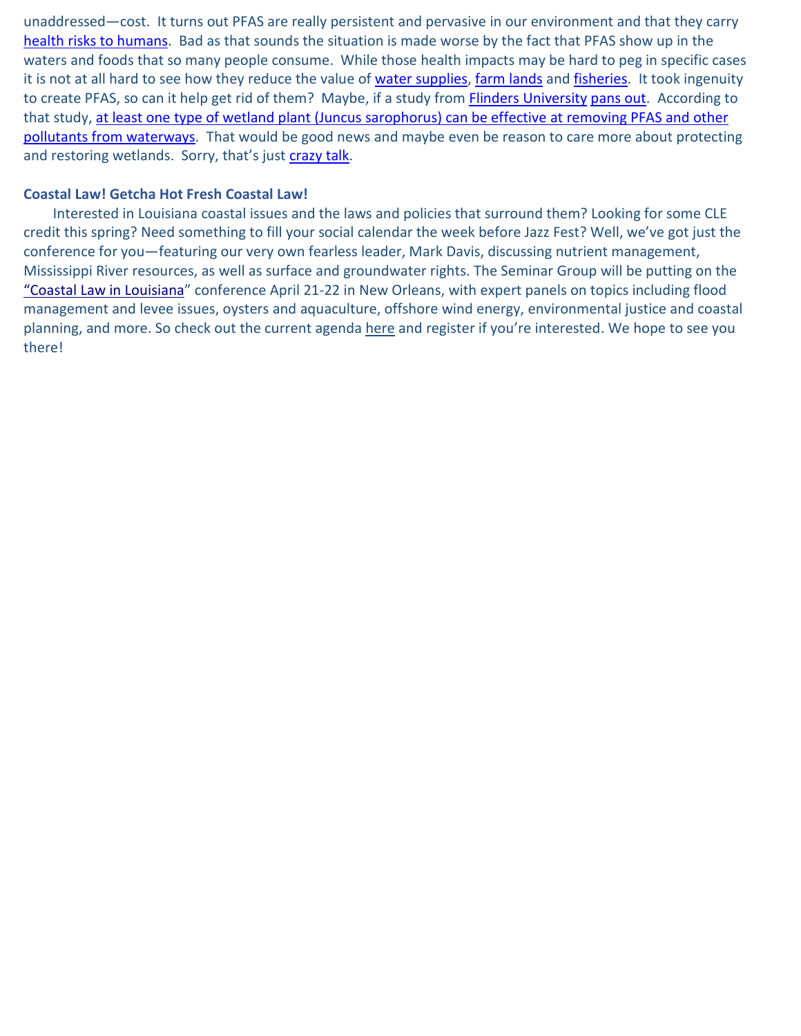unaddressed—cost. It turns out PFAS are really persistent and pervasive in our environment and that they carry health risks to humans. Bad as that sounds the situation is made worse by the fact that PFAS show up in the waters and foods that so many people consume. While those health impacts may be hard to peg in specific cases it is not at all hard to see how they reduce the value of water supplies, farm lands and fisheries. It took ingenuity to create PFAS, so can it help get rid of them? Maybe, if a study from Flinders University pans out. According to that study, at least one type of wetland plant (Juncus sarophorus) can be effective at removing PFAS and other pollutants from waterways. That would be good news and maybe even be reason to care more about protecting and restoring wetlands. Sorry, that's just crazy talk.

**Coastal Law! Getcha Hot Fresh Coastal Law!**

Interested in Louisiana coastal issues and the laws and policies that surround them? Looking for some CLE credit this spring? Need something to fill your social calendar the week before Jazz Fest? Well, we've got just the conference for you—featuring our very own fearless leader, Mark Davis, discussing nutrient management, Mississippi River resources, as well as surface and groundwater rights. The Seminar Group will be putting on the "Coastal Law in Louisiana" conference April 21-22 in New Orleans, with expert panels on topics including flood management and levee issues, oysters and aquaculture, offshore wind energy, environmental justice and coastal planning, and more. So check out the current agenda here and register if you're interested. We hope to see you there!